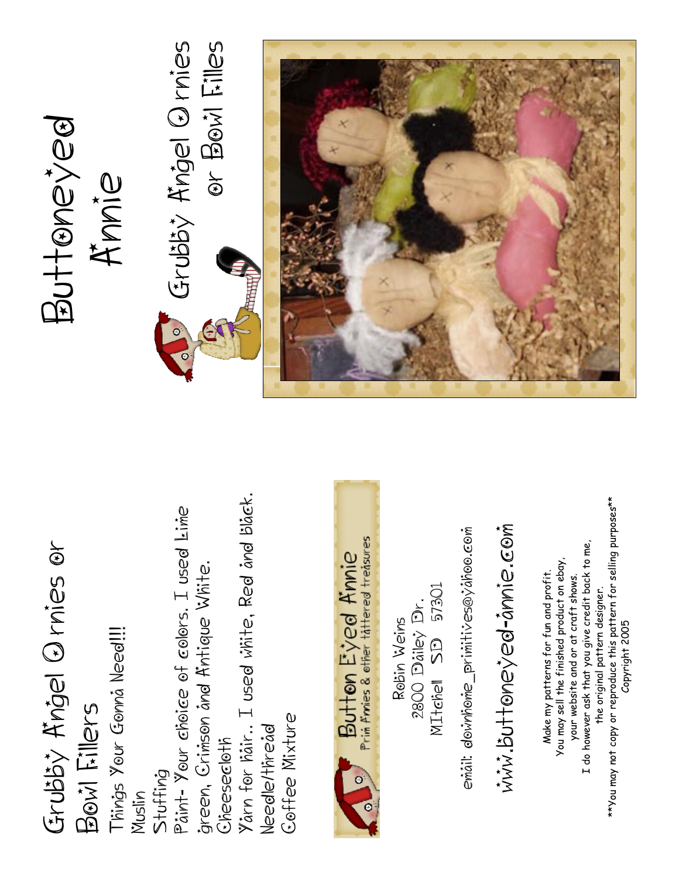# Grubby Angel Ornies or Bowl Fillers

Things Your Gonna Need!!!

Muslin

Stuffing

Paint- Your choice of colors. I used Lime green, Crimson and Antique White.

Cheesecloth

Yarn for hair.. I used white, Red and black.

Needle/thread

Coffee Mixture

**Button Eyed Annie**
Prim Annies & other tattered treasures

Robin Weins
2800 Dailey Dr.
MItchell SD 57301

email: downhome_primitives@yahoo.com

www.buttoneyed-annie.com

Make my patterns for fun and profit.
You may sell the finished product on ebay,
your website and or at craft shows.
I do however ask that you give credit back to me,
the original pattern designer.
**You may not copy or reproduce this pattern for selling purposes**
Copyright 2005

# Buttoneyed Annie

## Grubby Angel Ornies or Bowl Filles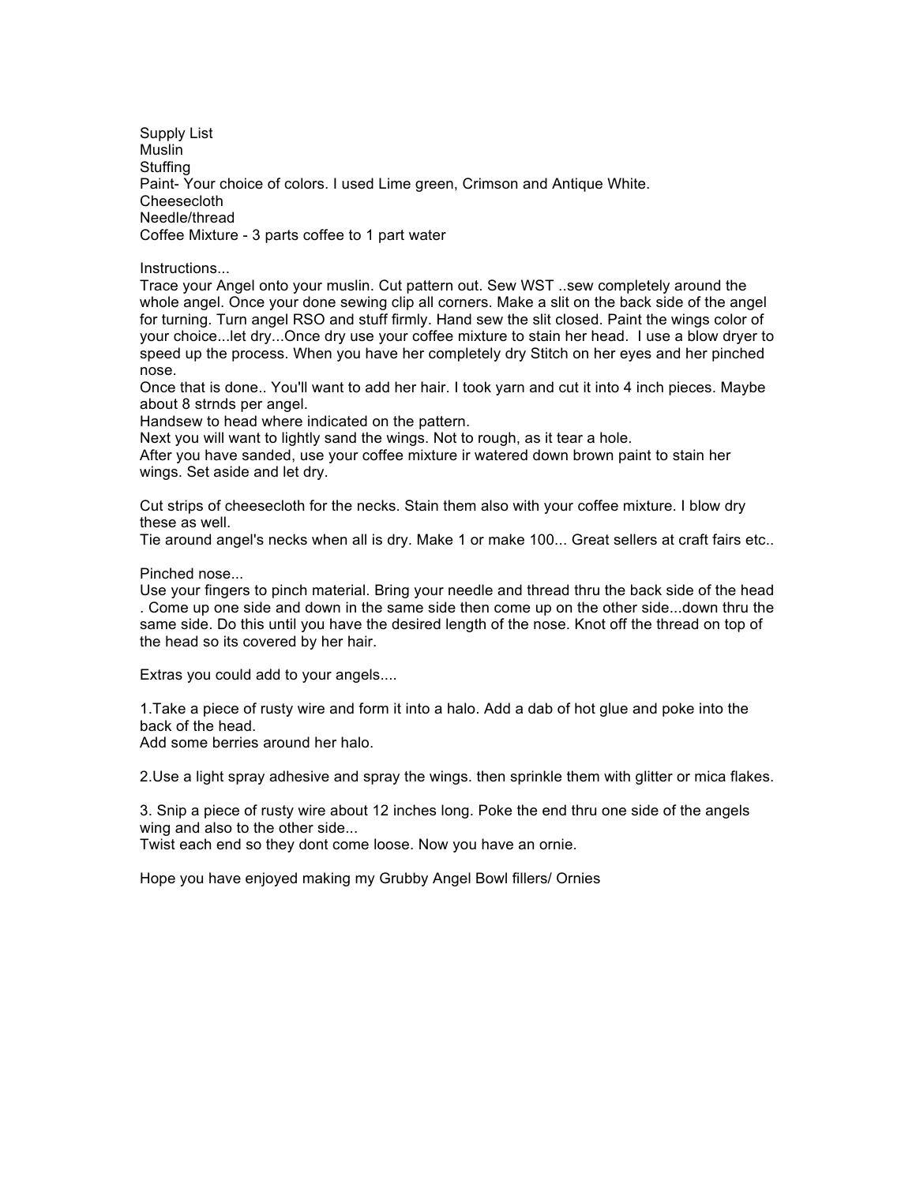Supply List
Muslin
Stuffing
Paint- Your choice of colors. I used Lime green, Crimson and Antique White.
Cheesecloth
Needle/thread
Coffee Mixture - 3 parts coffee to 1 part water

Instructions...
Trace your Angel onto your muslin. Cut pattern out. Sew WST ..sew completely around the whole angel. Once your done sewing clip all corners. Make a slit on the back side of the angel for turning. Turn angel RSO and stuff firmly. Hand sew the slit closed. Paint the wings color of your choice...let dry...Once dry use your coffee mixture to stain her head. I use a blow dryer to speed up the process. When you have her completely dry Stitch on her eyes and her pinched nose.
Once that is done.. You'll want to add her hair. I took yarn and cut it into 4 inch pieces. Maybe about 8 strnds per angel.
Handsew to head where indicated on the pattern.
Next you will want to lightly sand the wings. Not to rough, as it tear a hole.
After you have sanded, use your coffee mixture ir watered down brown paint to stain her wings. Set aside and let dry.

Cut strips of cheesecloth for the necks. Stain them also with your coffee mixture. I blow dry these as well.
Tie around angel's necks when all is dry. Make 1 or make 100... Great sellers at craft fairs etc..

Pinched nose...
Use your fingers to pinch material. Bring your needle and thread thru the back side of the head . Come up one side and down in the same side then come up on the other side...down thru the same side. Do this until you have the desired length of the nose. Knot off the thread on top of the head so its covered by her hair.

Extras you could add to your angels....

1.Take a piece of rusty wire and form it into a halo. Add a dab of hot glue and poke into the back of the head.
Add some berries around her halo.

2.Use a light spray adhesive and spray the wings. then sprinkle them with glitter or mica flakes.

3. Snip a piece of rusty wire about 12 inches long. Poke the end thru one side of the angels wing and also to the other side...
Twist each end so they dont come loose. Now you have an ornie.

Hope you have enjoyed making my Grubby Angel Bowl fillers/ Ornies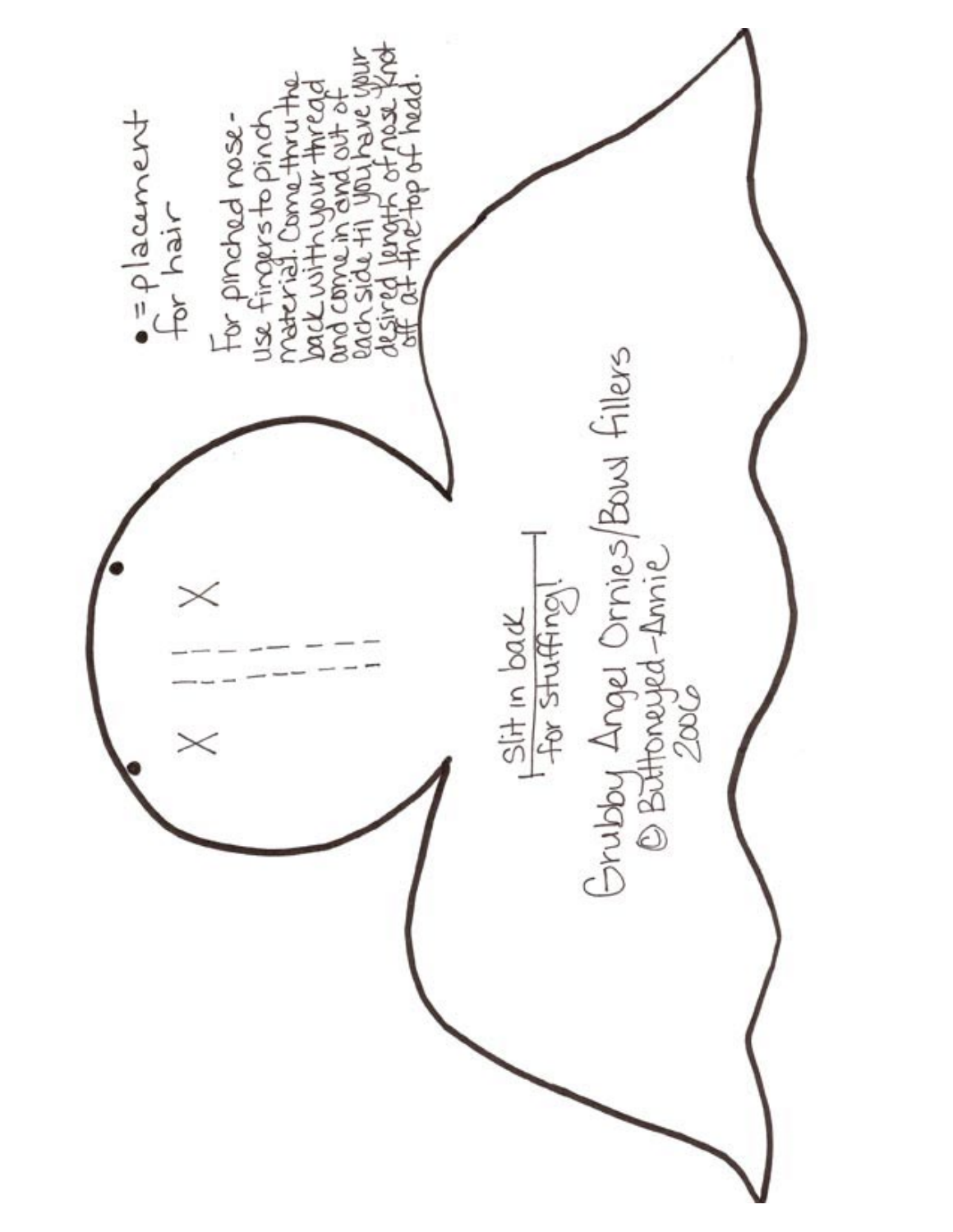● = placement for hair

For pinched nose - use fingers to pinch material. Come thru the back with your thread and come in and out of each side til you have your desired length of nose. Knot off at the top of head.

Slit in back for stuffing!

Grubby Angel Ornies/Bowl fillers
© Buttoneyed-Annie
2006